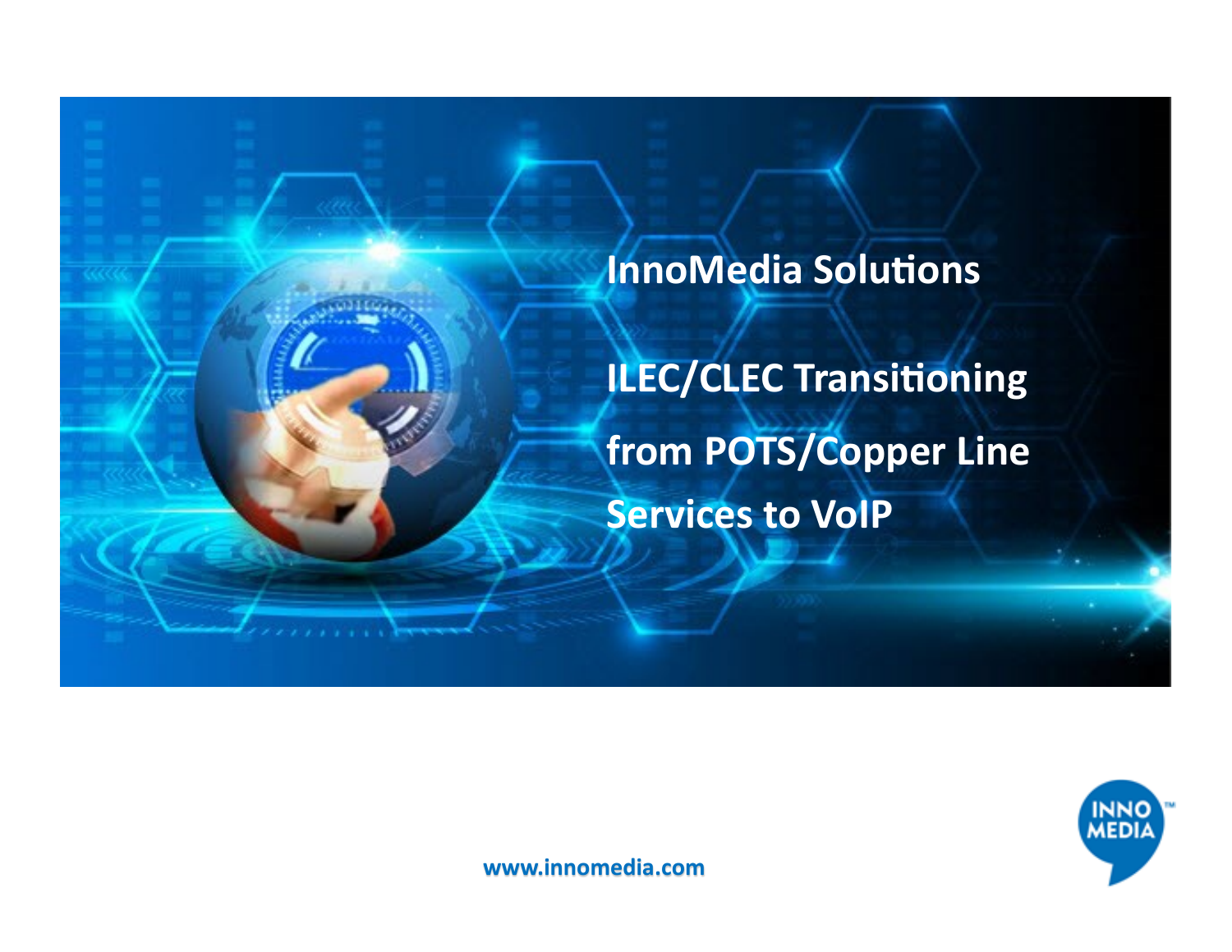# InnoMedia Solutions

## ILEC/CLEC Transitioning from POTS/Copper Line Services to VoIP

www.innomedia.com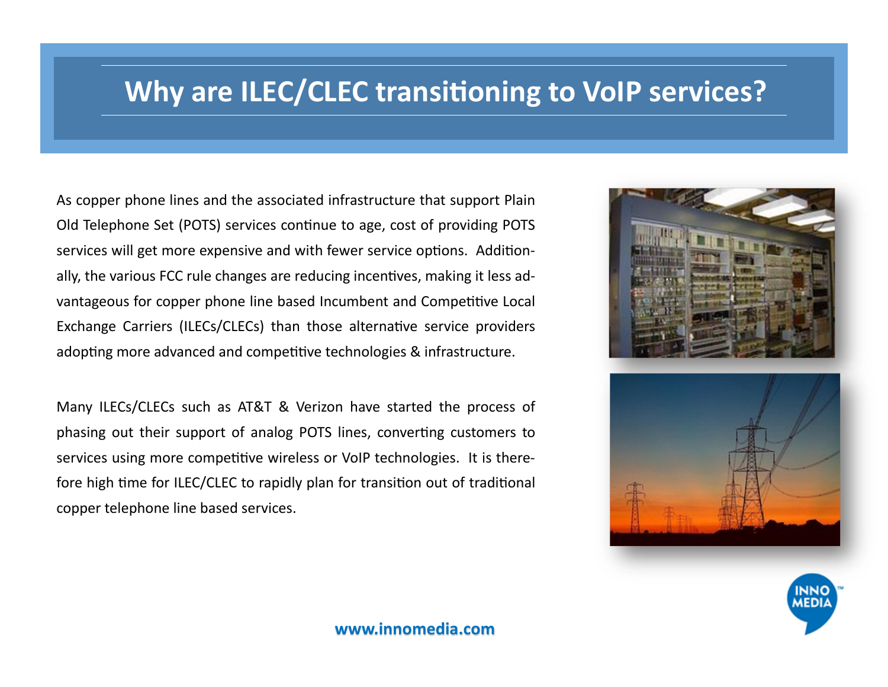# Why are ILEC/CLEC transitioning to VoIP services?

As copper phone lines and the associated infrastructure that support Plain Old Telephone Set (POTS) services continue to age, cost of providing POTS services will get more expensive and with fewer service options. Additionally, the various FCC rule changes are reducing incentives, making it less advantageous for copper phone line based Incumbent and Competitive Local Exchange Carriers (ILECs/CLECs) than those alternative service providers adopting more advanced and competitive technologies & infrastructure.

Many ILECs/CLECs such as AT&T & Verizon have started the process of phasing out their support of analog POTS lines, converting customers to services using more competitive wireless or VoIP technologies. It is therefore high time for ILEC/CLEC to rapidly plan for transition out of traditional copper telephone line based services.

www.innomedia.com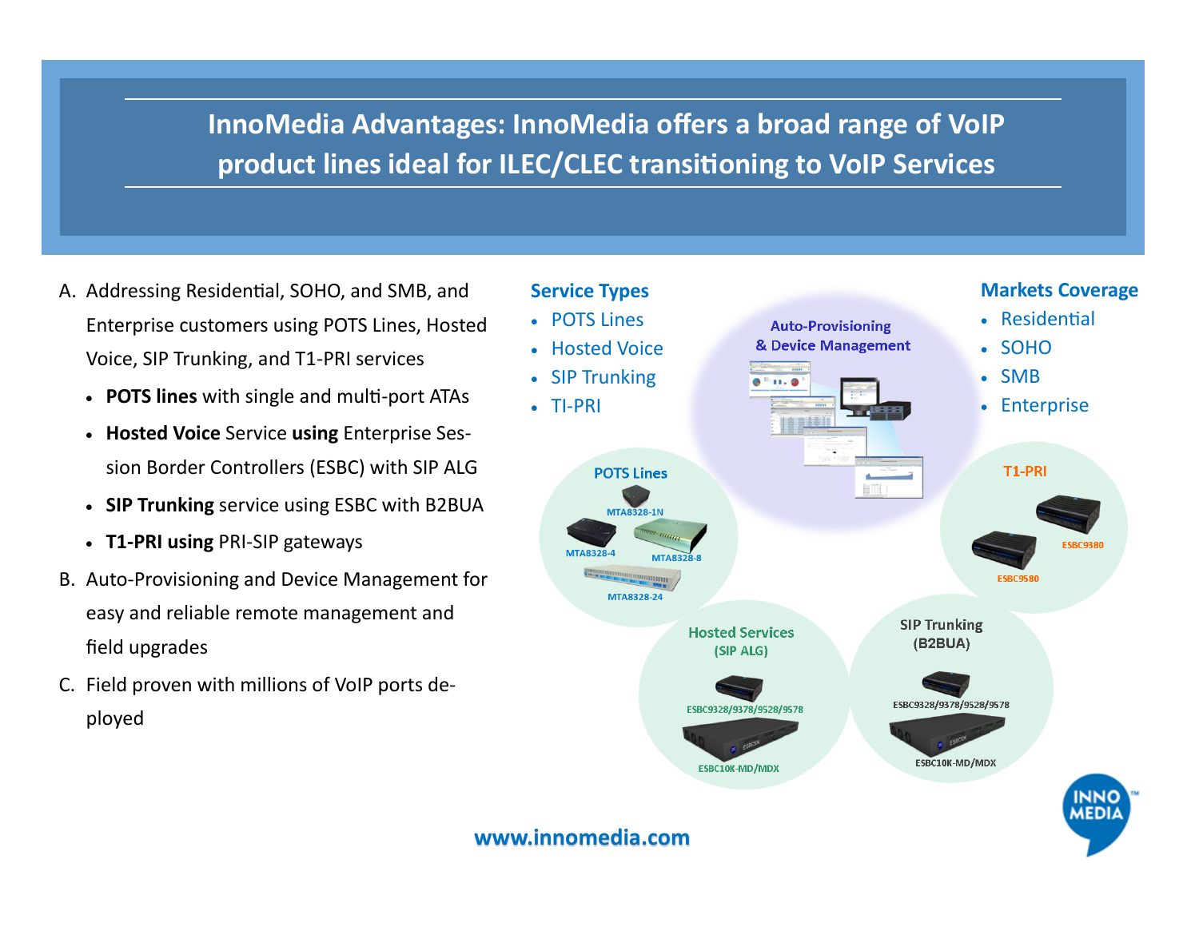# InnoMedia Advantages: InnoMedia offers a broad range of VoIP product lines ideal for ILEC/CLEC transitioning to VoIP Services

A. Addressing Residential, SOHO, and SMB, and Enterprise customers using POTS Lines, Hosted Voice, SIP Trunking, and T1-PRI services
   - **POTS lines** with single and multi-port ATAs
   - **Hosted Voice** Service **using** Enterprise Session Border Controllers (ESBC) with SIP ALG
   - **SIP Trunking** service using ESBC with B2BUA
   - **T1-PRI using** PRI-SIP gateways

B. Auto-Provisioning and Device Management for easy and reliable remote management and field upgrades

C. Field proven with millions of VoIP ports deployed

**Service Types**

- POTS Lines
- Hosted Voice
- SIP Trunking
- TI-PRI

**Markets Coverage**

- Residential
- SOHO
- SMB
- Enterprise

**Auto-Provisioning & Device Management**

**POTS Lines**: MTA8328-1N, MTA8328-4, MTA8328-8, MTA8328-24

**T1-PRI**: ESBC9380, ESBC9580

**Hosted Services (SIP ALG)**: ESBC9328/9378/9528/9578, ESBC10K-MD/MDX

**SIP Trunking (B2BUA)**: ESBC9328/9378/9528/9578, ESBC10K-MD/MDX

www.innomedia.com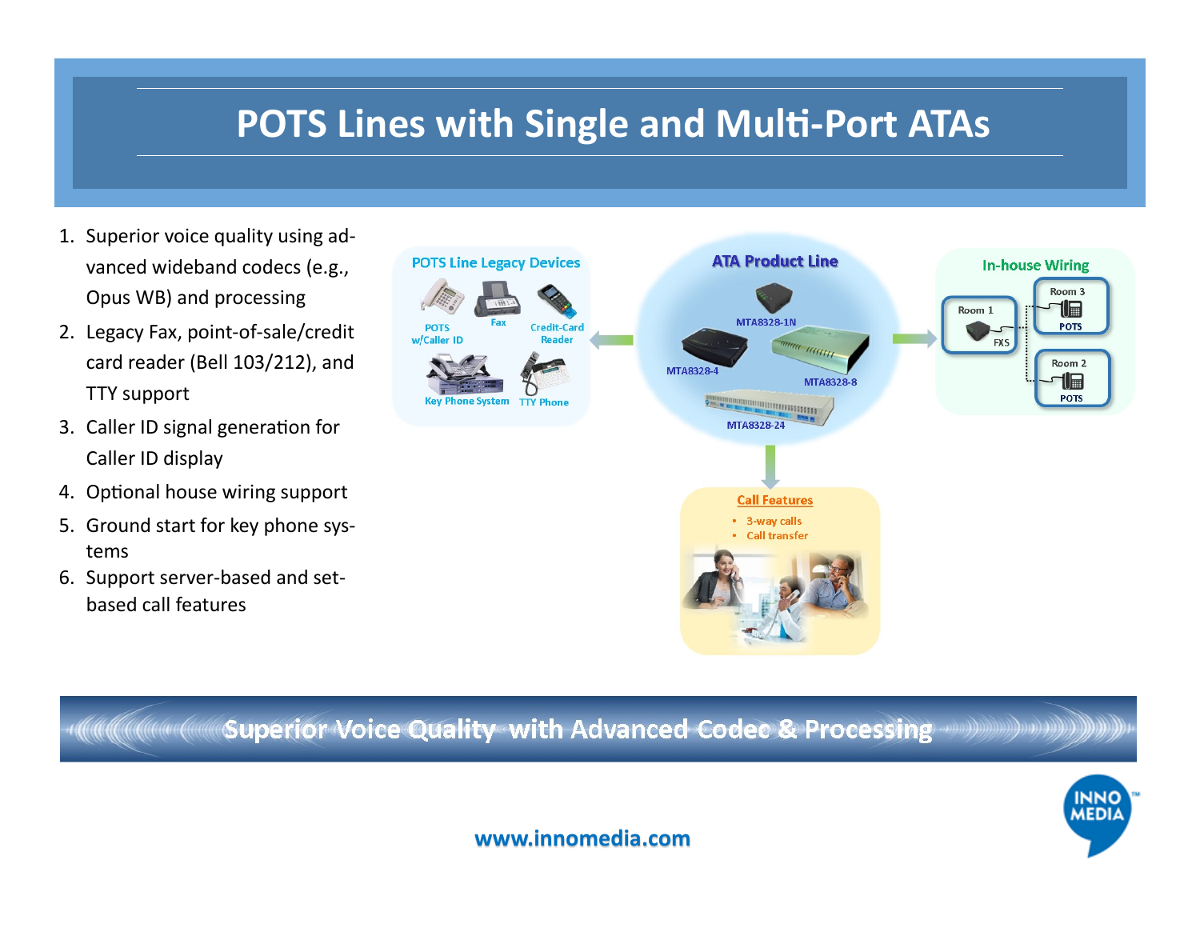# POTS Lines with Single and Multi-Port ATAs

1. Superior voice quality using advanced wideband codecs (e.g., Opus WB) and processing
2. Legacy Fax, point-of-sale/credit card reader (Bell 103/212), and TTY support
3. Caller ID signal generation for Caller ID display
4. Optional house wiring support
5. Ground start for key phone systems
6. Support server-based and set-based call features

**POTS Line Legacy Devices**

POTS w/Caller ID, Fax, Credit-Card Reader, Key Phone System, TTY Phone

**ATA Product Line**

MTA8328-1N, MTA8328-4, MTA8328-8, MTA8328-24

**In-house Wiring**

Room 1 (FXS), Room 2 (POTS), Room 3 (POTS)

**Call Features**

- 3-way calls
- Call transfer

**Superior Voice Quality with Advanced Codec & Processing**

www.innomedia.com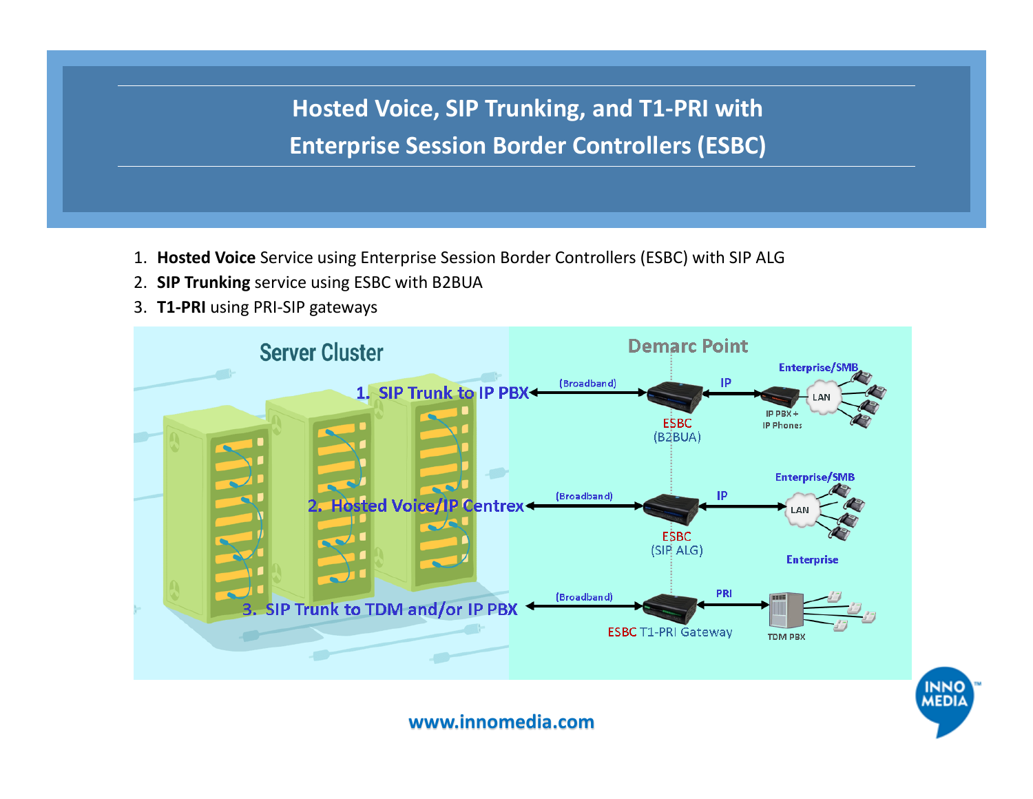# Hosted Voice, SIP Trunking, and T1-PRI with Enterprise Session Border Controllers (ESBC)

1. **Hosted Voice** Service using Enterprise Session Border Controllers (ESBC) with SIP ALG
2. **SIP Trunking** service using ESBC with B2BUA
3. **T1-PRI** using PRI-SIP gateways

Server Cluster

Demarc Point

1. SIP Trunk to IP PBX
(Broadband)
ESBC (B2BUA)
IP
IP PBX + IP Phones
LAN
Enterprise/SMB

2. Hosted Voice/IP Centrex
(Broadband)
ESBC (SIP ALG)
IP
LAN
Enterprise/SMB

3. SIP Trunk to TDM and/or IP PBX
(Broadband)
ESBC T1-PRI Gateway
PRI
TDM PBX
Enterprise

www.innomedia.com